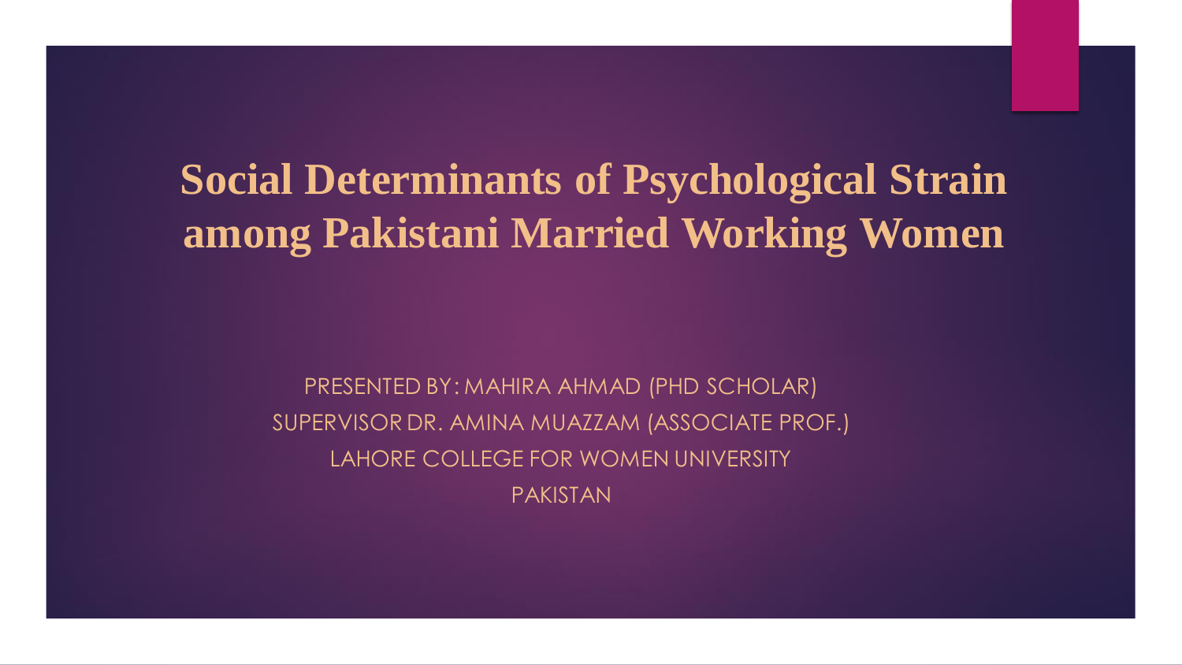# Social Determinants of Psychological Strain among Pakistani Married Working Women

PRESENTED BY: MAHIRA AHMAD (PHD SCHOLAR)

SUPERVISOR DR. AMINA MUAZZAM (ASSOCIATE PROF.)

LAHORE COLLEGE FOR WOMEN UNIVERSITY

PAKISTAN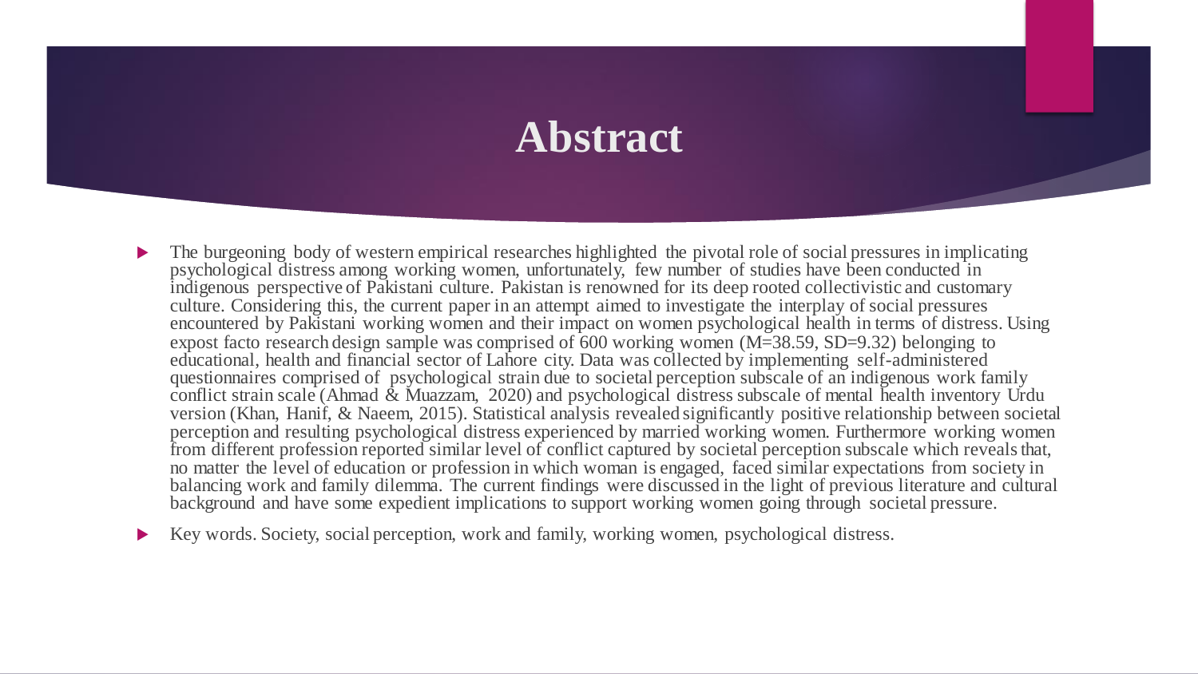# Abstract

- The burgeoning body of western empirical researches highlighted the pivotal role of social pressures in implicating psychological distress among working women, unfortunately, few number of studies have been conducted in indigenous perspective of Pakistani culture. Pakistan is renowned for its deep rooted collectivistic and customary culture. Considering this, the current paper in an attempt aimed to investigate the interplay of social pressures encountered by Pakistani working women and their impact on women psychological health in terms of distress. Using expost facto research design sample was comprised of 600 working women ($M=38.59$, $SD=9.32$) belonging to educational, health and financial sector of Lahore city. Data was collected by implementing self-administered questionnaires comprised of psychological strain due to societal perception subscale of an indigenous work family conflict strain scale (Ahmad & Muazzam, 2020) and psychological distress subscale of mental health inventory Urdu version (Khan, Hanif, & Naeem, 2015). Statistical analysis revealed significantly positive relationship between societal perception and resulting psychological distress experienced by married working women. Furthermore working women from different profession reported similar level of conflict captured by societal perception subscale which reveals that, no matter the level of education or profession in which woman is engaged, faced similar expectations from society in balancing work and family dilemma. The current findings were discussed in the light of previous literature and cultural background and have some expedient implications to support working women going through societal pressure.
- Key words. Society, social perception, work and family, working women, psychological distress.